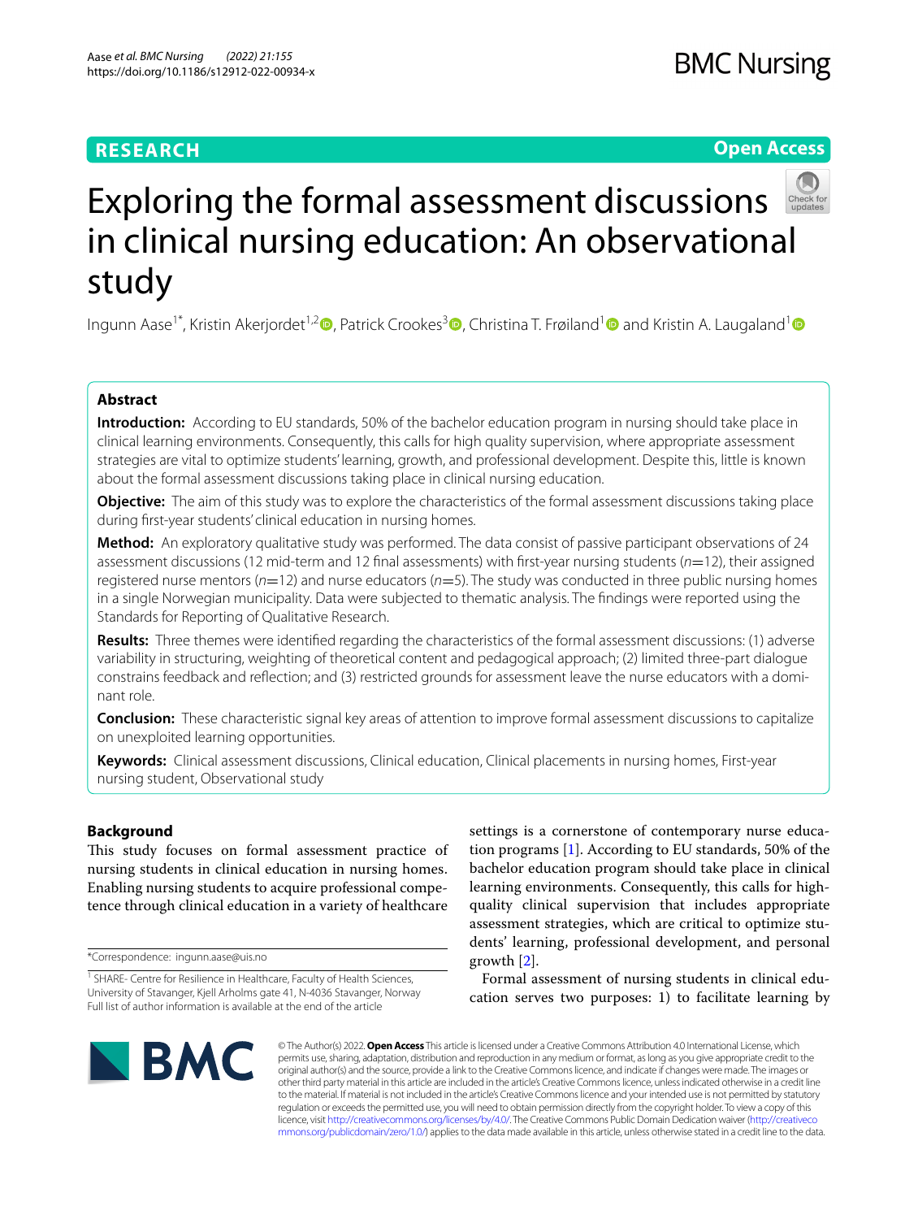**RESEARCH** **Open Access**

# Exploring the formal assessment discussions in clinical nursing education: An observational study

Ingunn Aase[1*], Kristin Akerjordet[1,2], Patrick Crookes[3], Christina T. Frøiland[1] and Kristin A. Laugaland[1]

## Abstract

**Introduction:** According to EU standards, 50% of the bachelor education program in nursing should take place in clinical learning environments. Consequently, this calls for high quality supervision, where appropriate assessment strategies are vital to optimize students' learning, growth, and professional development. Despite this, little is known about the formal assessment discussions taking place in clinical nursing education.

**Objective:** The aim of this study was to explore the characteristics of the formal assessment discussions taking place during first-year students' clinical education in nursing homes.

**Method:** An exploratory qualitative study was performed. The data consist of passive participant observations of 24 assessment discussions (12 mid-term and 12 final assessments) with first-year nursing students (*n*=12), their assigned registered nurse mentors (*n*=12) and nurse educators (*n*=5). The study was conducted in three public nursing homes in a single Norwegian municipality. Data were subjected to thematic analysis. The findings were reported using the Standards for Reporting of Qualitative Research.

**Results:** Three themes were identified regarding the characteristics of the formal assessment discussions: (1) adverse variability in structuring, weighting of theoretical content and pedagogical approach; (2) limited three-part dialogue constrains feedback and reflection; and (3) restricted grounds for assessment leave the nurse educators with a dominant role.

**Conclusion:** These characteristic signal key areas of attention to improve formal assessment discussions to capitalize on unexploited learning opportunities.

**Keywords:** Clinical assessment discussions, Clinical education, Clinical placements in nursing homes, First-year nursing student, Observational study

## Background

This study focuses on formal assessment practice of nursing students in clinical education in nursing homes. Enabling nursing students to acquire professional competence through clinical education in a variety of healthcare settings is a cornerstone of contemporary nurse education programs [1]. According to EU standards, 50% of the bachelor education program should take place in clinical learning environments. Consequently, this calls for high-quality clinical supervision that includes appropriate assessment strategies, which are critical to optimize students' learning, professional development, and personal growth [2].

Formal assessment of nursing students in clinical education serves two purposes: 1) to facilitate learning by

*Correspondence: ingunn.aase@uis.no

[1] SHARE- Centre for Resilience in Healthcare, Faculty of Health Sciences, University of Stavanger, Kjell Arholms gate 41, N-4036 Stavanger, Norway
Full list of author information is available at the end of the article

© The Author(s) 2022. **Open Access** This article is licensed under a Creative Commons Attribution 4.0 International License, which permits use, sharing, adaptation, distribution and reproduction in any medium or format, as long as you give appropriate credit to the original author(s) and the source, provide a link to the Creative Commons licence, and indicate if changes were made. The images or other third party material in this article are included in the article's Creative Commons licence, unless indicated otherwise in a credit line to the material. If material is not included in the article's Creative Commons licence and your intended use is not permitted by statutory regulation or exceeds the permitted use, you will need to obtain permission directly from the copyright holder. To view a copy of this licence, visit http://creativecommons.org/licenses/by/4.0/. The Creative Commons Public Domain Dedication waiver (http://creativecommons.org/publicdomain/zero/1.0/) applies to the data made available in this article, unless otherwise stated in a credit line to the data.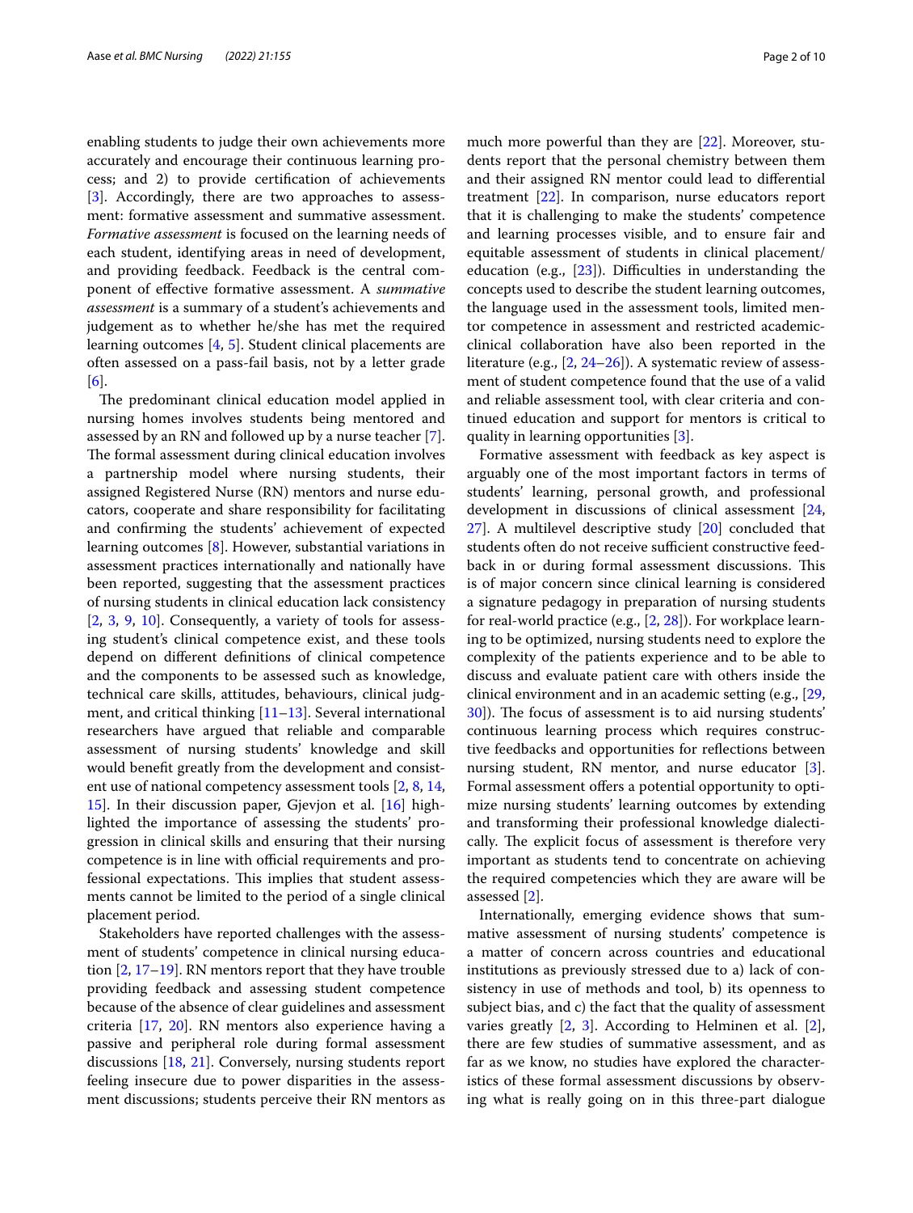enabling students to judge their own achievements more accurately and encourage their continuous learning process; and 2) to provide certification of achievements [3]. Accordingly, there are two approaches to assessment: formative assessment and summative assessment. *Formative assessment* is focused on the learning needs of each student, identifying areas in need of development, and providing feedback. Feedback is the central component of effective formative assessment. A *summative assessment* is a summary of a student's achievements and judgement as to whether he/she has met the required learning outcomes [4, 5]. Student clinical placements are often assessed on a pass-fail basis, not by a letter grade [6].

The predominant clinical education model applied in nursing homes involves students being mentored and assessed by an RN and followed up by a nurse teacher [7]. The formal assessment during clinical education involves a partnership model where nursing students, their assigned Registered Nurse (RN) mentors and nurse educators, cooperate and share responsibility for facilitating and confirming the students' achievement of expected learning outcomes [8]. However, substantial variations in assessment practices internationally and nationally have been reported, suggesting that the assessment practices of nursing students in clinical education lack consistency [2, 3, 9, 10]. Consequently, a variety of tools for assessing student's clinical competence exist, and these tools depend on different definitions of clinical competence and the components to be assessed such as knowledge, technical care skills, attitudes, behaviours, clinical judgment, and critical thinking [11–13]. Several international researchers have argued that reliable and comparable assessment of nursing students' knowledge and skill would benefit greatly from the development and consistent use of national competency assessment tools [2, 8, 14, 15]. In their discussion paper, Gjevjon et al. [16] highlighted the importance of assessing the students' progression in clinical skills and ensuring that their nursing competence is in line with official requirements and professional expectations. This implies that student assessments cannot be limited to the period of a single clinical placement period.

Stakeholders have reported challenges with the assessment of students' competence in clinical nursing education [2, 17–19]. RN mentors report that they have trouble providing feedback and assessing student competence because of the absence of clear guidelines and assessment criteria [17, 20]. RN mentors also experience having a passive and peripheral role during formal assessment discussions [18, 21]. Conversely, nursing students report feeling insecure due to power disparities in the assessment discussions; students perceive their RN mentors as much more powerful than they are [22]. Moreover, students report that the personal chemistry between them and their assigned RN mentor could lead to differential treatment [22]. In comparison, nurse educators report that it is challenging to make the students' competence and learning processes visible, and to ensure fair and equitable assessment of students in clinical placement/education (e.g., [23]). Difficulties in understanding the concepts used to describe the student learning outcomes, the language used in the assessment tools, limited mentor competence in assessment and restricted academic-clinical collaboration have also been reported in the literature (e.g., [2, 24–26]). A systematic review of assessment of student competence found that the use of a valid and reliable assessment tool, with clear criteria and continued education and support for mentors is critical to quality in learning opportunities [3].

Formative assessment with feedback as key aspect is arguably one of the most important factors in terms of students' learning, personal growth, and professional development in discussions of clinical assessment [24, 27]. A multilevel descriptive study [20] concluded that students often do not receive sufficient constructive feedback in or during formal assessment discussions. This is of major concern since clinical learning is considered a signature pedagogy in preparation of nursing students for real-world practice (e.g., [2, 28]). For workplace learning to be optimized, nursing students need to explore the complexity of the patients experience and to be able to discuss and evaluate patient care with others inside the clinical environment and in an academic setting (e.g., [29, 30]). The focus of assessment is to aid nursing students' continuous learning process which requires constructive feedbacks and opportunities for reflections between nursing student, RN mentor, and nurse educator [3]. Formal assessment offers a potential opportunity to optimize nursing students' learning outcomes by extending and transforming their professional knowledge dialectically. The explicit focus of assessment is therefore very important as students tend to concentrate on achieving the required competencies which they are aware will be assessed [2].

Internationally, emerging evidence shows that summative assessment of nursing students' competence is a matter of concern across countries and educational institutions as previously stressed due to a) lack of consistency in use of methods and tool, b) its openness to subject bias, and c) the fact that the quality of assessment varies greatly [2, 3]. According to Helminen et al. [2], there are few studies of summative assessment, and as far as we know, no studies have explored the characteristics of these formal assessment discussions by observing what is really going on in this three-part dialogue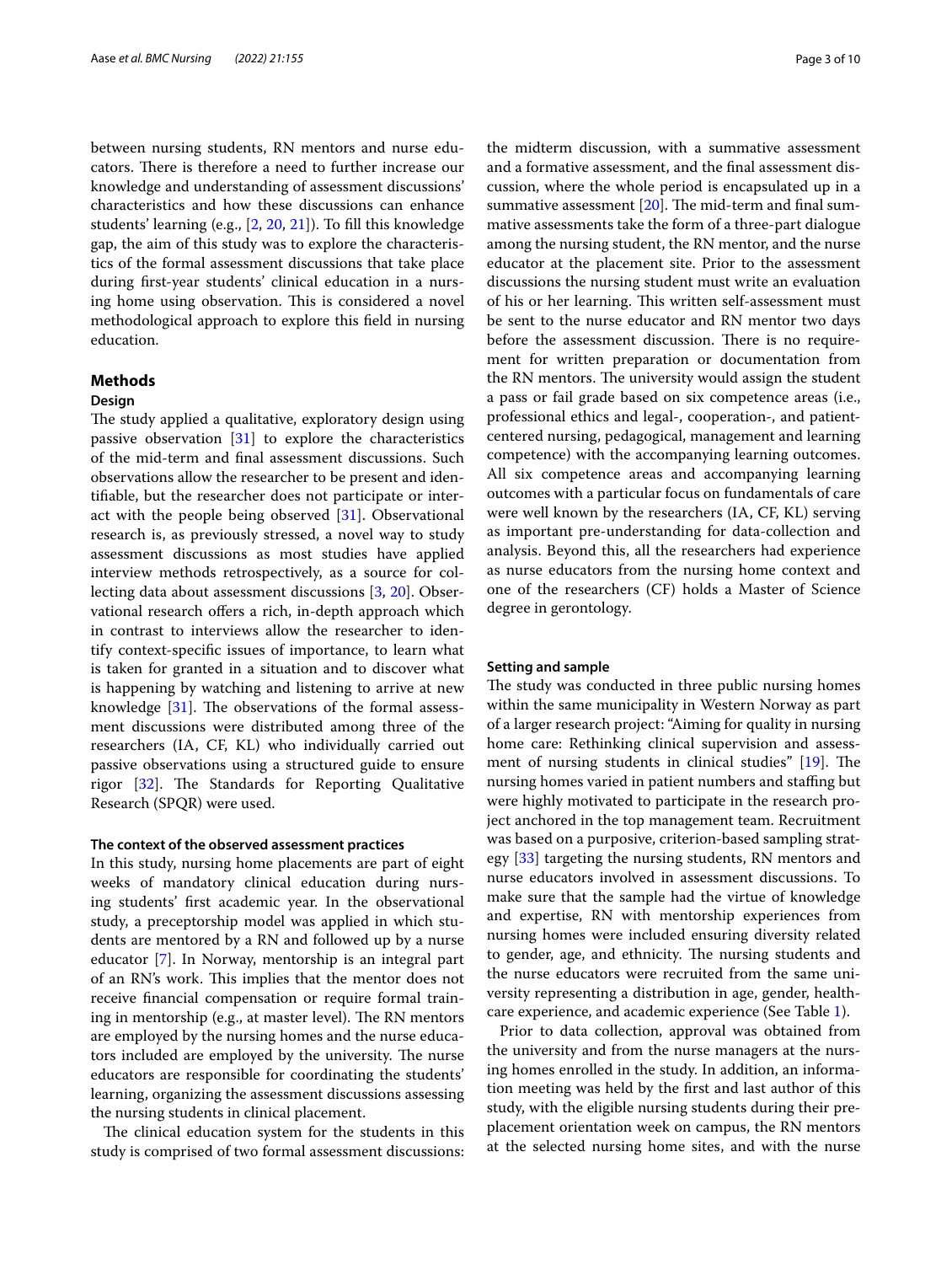between nursing students, RN mentors and nurse educators. There is therefore a need to further increase our knowledge and understanding of assessment discussions' characteristics and how these discussions can enhance students' learning (e.g., [2, 20, 21]). To fill this knowledge gap, the aim of this study was to explore the characteristics of the formal assessment discussions that take place during first-year students' clinical education in a nursing home using observation. This is considered a novel methodological approach to explore this field in nursing education.

## Methods

### Design

The study applied a qualitative, exploratory design using passive observation [31] to explore the characteristics of the mid-term and final assessment discussions. Such observations allow the researcher to be present and identifiable, but the researcher does not participate or interact with the people being observed [31]. Observational research is, as previously stressed, a novel way to study assessment discussions as most studies have applied interview methods retrospectively, as a source for collecting data about assessment discussions [3, 20]. Observational research offers a rich, in-depth approach which in contrast to interviews allow the researcher to identify context-specific issues of importance, to learn what is taken for granted in a situation and to discover what is happening by watching and listening to arrive at new knowledge [31]. The observations of the formal assessment discussions were distributed among three of the researchers (IA, CF, KL) who individually carried out passive observations using a structured guide to ensure rigor [32]. The Standards for Reporting Qualitative Research (SPQR) were used.

#### The context of the observed assessment practices

In this study, nursing home placements are part of eight weeks of mandatory clinical education during nursing students' first academic year. In the observational study, a preceptorship model was applied in which students are mentored by a RN and followed up by a nurse educator [7]. In Norway, mentorship is an integral part of an RN's work. This implies that the mentor does not receive financial compensation or require formal training in mentorship (e.g., at master level). The RN mentors are employed by the nursing homes and the nurse educators included are employed by the university. The nurse educators are responsible for coordinating the students' learning, organizing the assessment discussions assessing the nursing students in clinical placement.

The clinical education system for the students in this study is comprised of two formal assessment discussions: the midterm discussion, with a summative assessment and a formative assessment, and the final assessment discussion, where the whole period is encapsulated up in a summative assessment [20]. The mid-term and final summative assessments take the form of a three-part dialogue among the nursing student, the RN mentor, and the nurse educator at the placement site. Prior to the assessment discussions the nursing student must write an evaluation of his or her learning. This written self-assessment must be sent to the nurse educator and RN mentor two days before the assessment discussion. There is no requirement for written preparation or documentation from the RN mentors. The university would assign the student a pass or fail grade based on six competence areas (i.e., professional ethics and legal-, cooperation-, and patient-centered nursing, pedagogical, management and learning competence) with the accompanying learning outcomes. All six competence areas and accompanying learning outcomes with a particular focus on fundamentals of care were well known by the researchers (IA, CF, KL) serving as important pre-understanding for data-collection and analysis. Beyond this, all the researchers had experience as nurse educators from the nursing home context and one of the researchers (CF) holds a Master of Science degree in gerontology.

### Setting and sample

The study was conducted in three public nursing homes within the same municipality in Western Norway as part of a larger research project: "Aiming for quality in nursing home care: Rethinking clinical supervision and assessment of nursing students in clinical studies" [19]. The nursing homes varied in patient numbers and staffing but were highly motivated to participate in the research project anchored in the top management team. Recruitment was based on a purposive, criterion-based sampling strategy [33] targeting the nursing students, RN mentors and nurse educators involved in assessment discussions. To make sure that the sample had the virtue of knowledge and expertise, RN with mentorship experiences from nursing homes were included ensuring diversity related to gender, age, and ethnicity. The nursing students and the nurse educators were recruited from the same university representing a distribution in age, gender, healthcare experience, and academic experience (See Table 1).

Prior to data collection, approval was obtained from the university and from the nurse managers at the nursing homes enrolled in the study. In addition, an information meeting was held by the first and last author of this study, with the eligible nursing students during their pre-placement orientation week on campus, the RN mentors at the selected nursing home sites, and with the nurse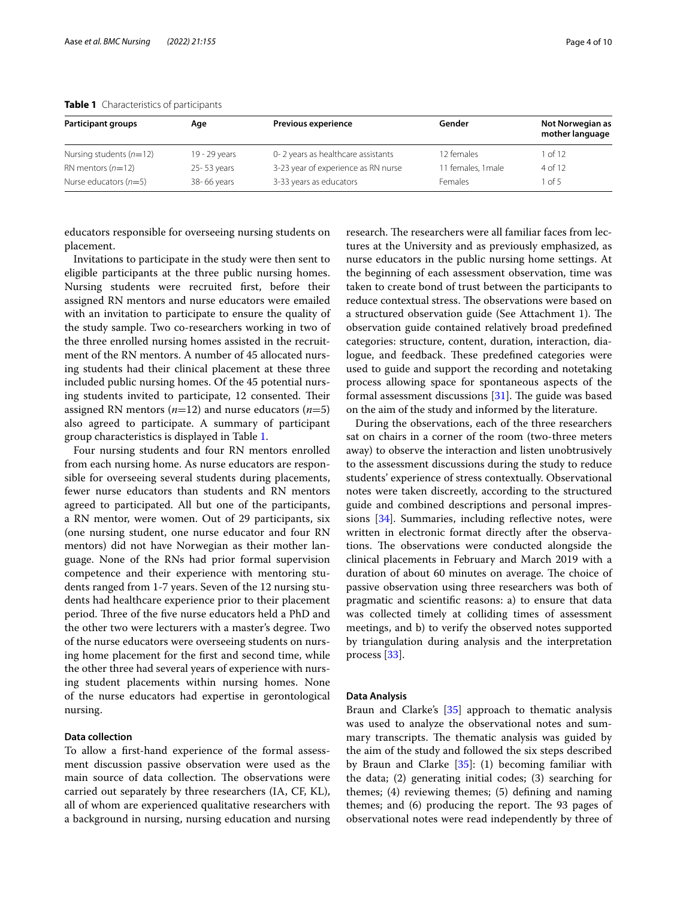**Table 1** Characteristics of participants

| Participant groups | Age | Previous experience | Gender | Not Norwegian as mother language |
|---|---|---|---|---|
| Nursing students ($n$=12) | 19 - 29 years | 0- 2 years as healthcare assistants | 12 females | 1 of 12 |
| RN mentors ($n$=12) | 25- 53 years | 3-23 year of experience as RN nurse | 11 females, 1male | 4 of 12 |
| Nurse educators ($n$=5) | 38- 66 years | 3-33 years as educators | Females | 1 of 5 |

educators responsible for overseeing nursing students on placement.

Invitations to participate in the study were then sent to eligible participants at the three public nursing homes. Nursing students were recruited first, before their assigned RN mentors and nurse educators were emailed with an invitation to participate to ensure the quality of the study sample. Two co-researchers working in two of the three enrolled nursing homes assisted in the recruitment of the RN mentors. A number of 45 allocated nursing students had their clinical placement at these three included public nursing homes. Of the 45 potential nursing students invited to participate, 12 consented. Their assigned RN mentors ($n$=12) and nurse educators ($n$=5) also agreed to participate. A summary of participant group characteristics is displayed in Table 1.

Four nursing students and four RN mentors enrolled from each nursing home. As nurse educators are responsible for overseeing several students during placements, fewer nurse educators than students and RN mentors agreed to participated. All but one of the participants, a RN mentor, were women. Out of 29 participants, six (one nursing student, one nurse educator and four RN mentors) did not have Norwegian as their mother language. None of the RNs had prior formal supervision competence and their experience with mentoring students ranged from 1-7 years. Seven of the 12 nursing students had healthcare experience prior to their placement period. Three of the five nurse educators held a PhD and the other two were lecturers with a master's degree. Two of the nurse educators were overseeing students on nursing home placement for the first and second time, while the other three had several years of experience with nursing student placements within nursing homes. None of the nurse educators had expertise in gerontological nursing.

### Data collection

To allow a first-hand experience of the formal assessment discussion passive observation were used as the main source of data collection. The observations were carried out separately by three researchers (IA, CF, KL), all of whom are experienced qualitative researchers with a background in nursing, nursing education and nursing research. The researchers were all familiar faces from lectures at the University and as previously emphasized, as nurse educators in the public nursing home settings. At the beginning of each assessment observation, time was taken to create bond of trust between the participants to reduce contextual stress. The observations were based on a structured observation guide (See Attachment 1). The observation guide contained relatively broad predefined categories: structure, content, duration, interaction, dialogue, and feedback. These predefined categories were used to guide and support the recording and notetaking process allowing space for spontaneous aspects of the formal assessment discussions [31]. The guide was based on the aim of the study and informed by the literature.

During the observations, each of the three researchers sat on chairs in a corner of the room (two-three meters away) to observe the interaction and listen unobtrusively to the assessment discussions during the study to reduce students' experience of stress contextually. Observational notes were taken discreetly, according to the structured guide and combined descriptions and personal impressions [34]. Summaries, including reflective notes, were written in electronic format directly after the observations. The observations were conducted alongside the clinical placements in February and March 2019 with a duration of about 60 minutes on average. The choice of passive observation using three researchers was both of pragmatic and scientific reasons: a) to ensure that data was collected timely at colliding times of assessment meetings, and b) to verify the observed notes supported by triangulation during analysis and the interpretation process [33].

### Data Analysis

Braun and Clarke's [35] approach to thematic analysis was used to analyze the observational notes and summary transcripts. The thematic analysis was guided by the aim of the study and followed the six steps described by Braun and Clarke [35]: (1) becoming familiar with the data; (2) generating initial codes; (3) searching for themes; (4) reviewing themes; (5) defining and naming themes; and (6) producing the report. The 93 pages of observational notes were read independently by three of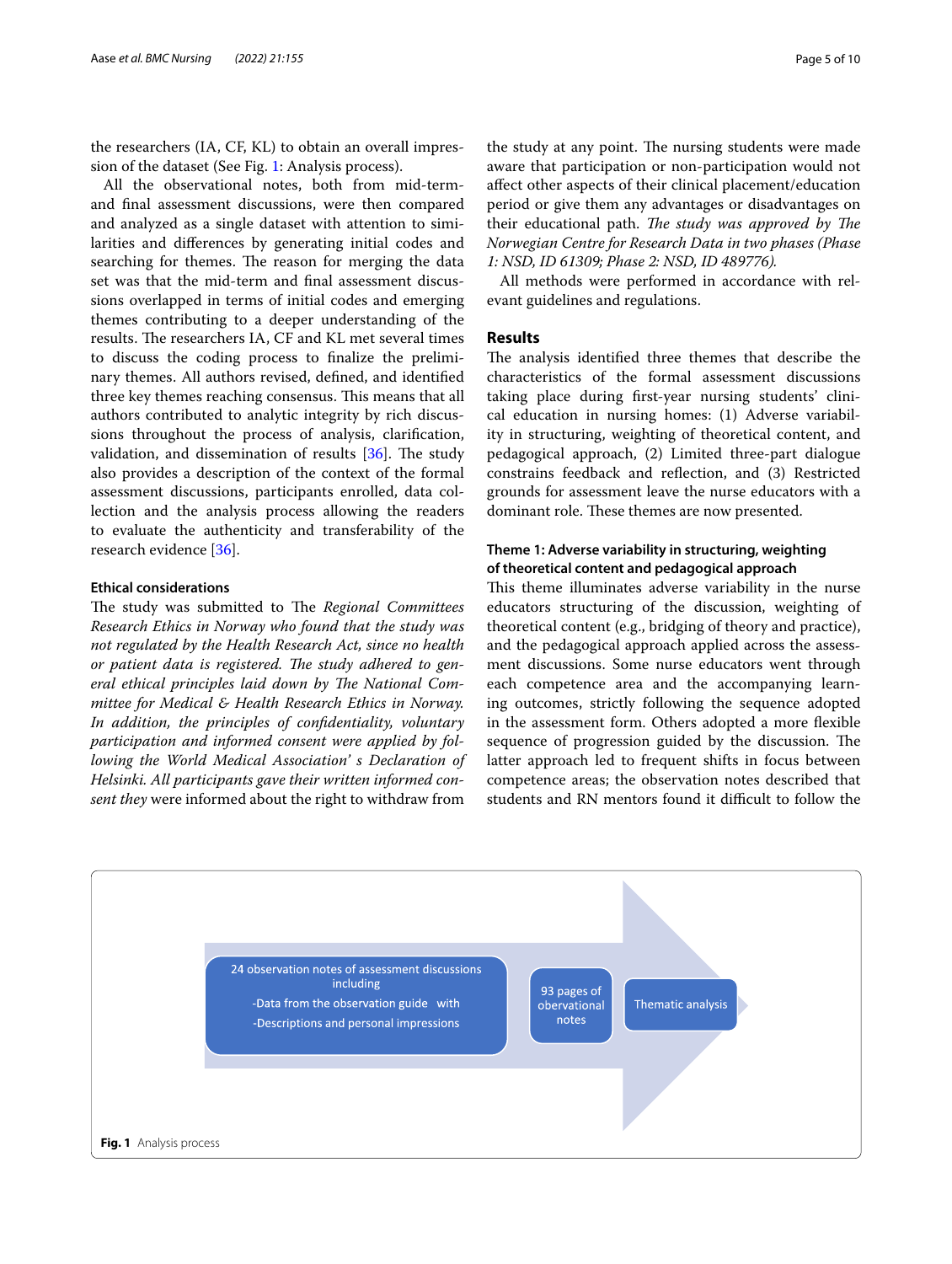the researchers (IA, CF, KL) to obtain an overall impression of the dataset (See Fig. 1: Analysis process).

All the observational notes, both from mid-term- and final assessment discussions, were then compared and analyzed as a single dataset with attention to similarities and differences by generating initial codes and searching for themes. The reason for merging the data set was that the mid-term and final assessment discussions overlapped in terms of initial codes and emerging themes contributing to a deeper understanding of the results. The researchers IA, CF and KL met several times to discuss the coding process to finalize the preliminary themes. All authors revised, defined, and identified three key themes reaching consensus. This means that all authors contributed to analytic integrity by rich discussions throughout the process of analysis, clarification, validation, and dissemination of results [36]. The study also provides a description of the context of the formal assessment discussions, participants enrolled, data collection and the analysis process allowing the readers to evaluate the authenticity and transferability of the research evidence [36].

### Ethical considerations

The study was submitted to The *Regional Committees Research Ethics in Norway who found that the study was not regulated by the Health Research Act, since no health or patient data is registered. The study adhered to general ethical principles laid down by The National Committee for Medical & Health Research Ethics in Norway. In addition, the principles of confidentiality, voluntary participation and informed consent were applied by following the World Medical Association' s Declaration of Helsinki. All participants gave their written informed consent they* were informed about the right to withdraw from the study at any point. The nursing students were made aware that participation or non-participation would not affect other aspects of their clinical placement/education period or give them any advantages or disadvantages on their educational path. *The study was approved by The Norwegian Centre for Research Data in two phases (Phase 1: NSD, ID 61309; Phase 2: NSD, ID 489776).*

All methods were performed in accordance with relevant guidelines and regulations.

## Results

The analysis identified three themes that describe the characteristics of the formal assessment discussions taking place during first-year nursing students' clinical education in nursing homes: (1) Adverse variability in structuring, weighting of theoretical content, and pedagogical approach, (2) Limited three-part dialogue constrains feedback and reflection, and (3) Restricted grounds for assessment leave the nurse educators with a dominant role. These themes are now presented.

### Theme 1: Adverse variability in structuring, weighting of theoretical content and pedagogical approach

This theme illuminates adverse variability in the nurse educators structuring of the discussion, weighting of theoretical content (e.g., bridging of theory and practice), and the pedagogical approach applied across the assessment discussions. Some nurse educators went through each competence area and the accompanying learning outcomes, strictly following the sequence adopted in the assessment form. Others adopted a more flexible sequence of progression guided by the discussion. The latter approach led to frequent shifts in focus between competence areas; the observation notes described that students and RN mentors found it difficult to follow the

24 observation notes of assessment discussions including
-Data from the observation guide with
-Descriptions and personal impressions

93 pages of observational notes

Thematic analysis

**Fig. 1** Analysis process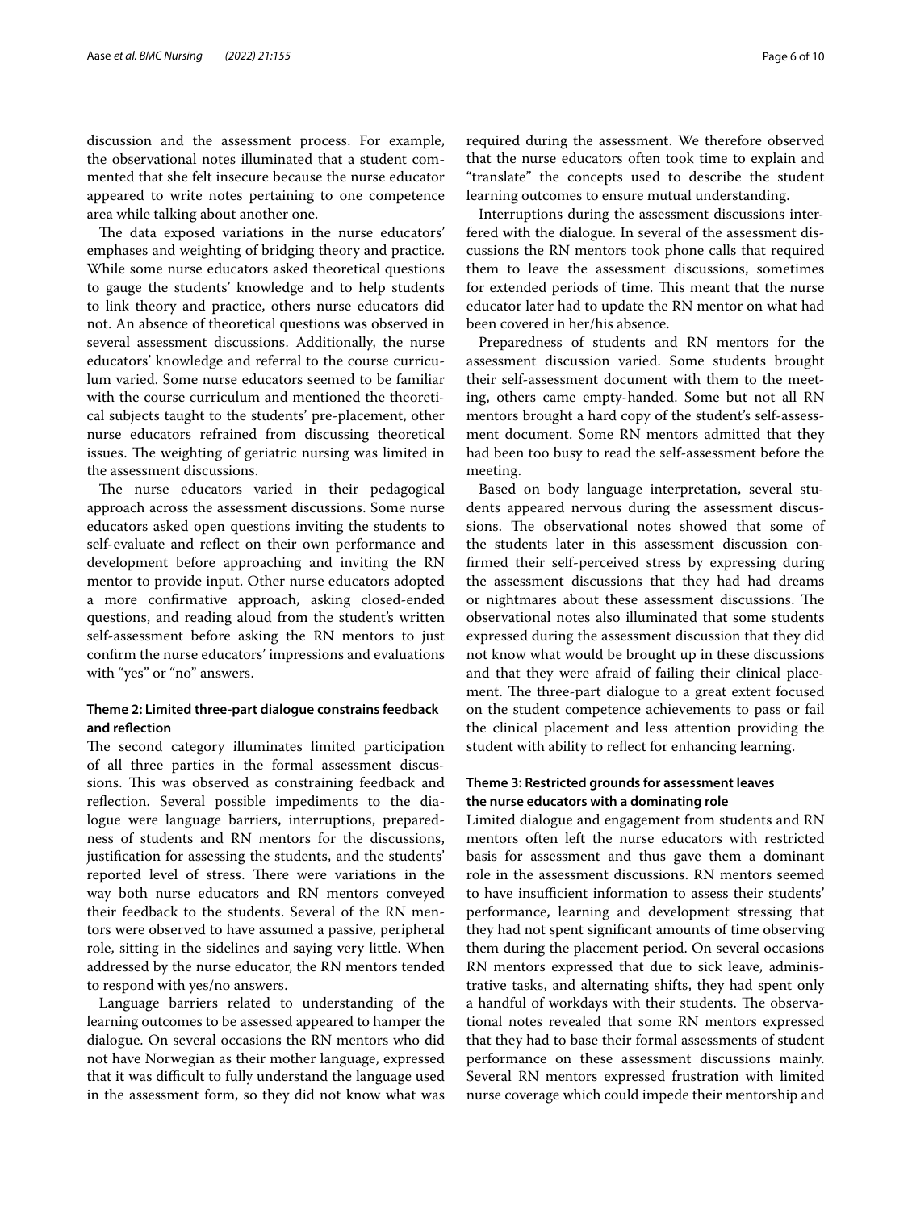discussion and the assessment process. For example, the observational notes illuminated that a student commented that she felt insecure because the nurse educator appeared to write notes pertaining to one competence area while talking about another one.

The data exposed variations in the nurse educators' emphases and weighting of bridging theory and practice. While some nurse educators asked theoretical questions to gauge the students' knowledge and to help students to link theory and practice, others nurse educators did not. An absence of theoretical questions was observed in several assessment discussions. Additionally, the nurse educators' knowledge and referral to the course curriculum varied. Some nurse educators seemed to be familiar with the course curriculum and mentioned the theoretical subjects taught to the students' pre-placement, other nurse educators refrained from discussing theoretical issues. The weighting of geriatric nursing was limited in the assessment discussions.

The nurse educators varied in their pedagogical approach across the assessment discussions. Some nurse educators asked open questions inviting the students to self-evaluate and reflect on their own performance and development before approaching and inviting the RN mentor to provide input. Other nurse educators adopted a more confirmative approach, asking closed-ended questions, and reading aloud from the student's written self-assessment before asking the RN mentors to just confirm the nurse educators' impressions and evaluations with "yes" or "no" answers.

### Theme 2: Limited three-part dialogue constrains feedback and reflection

The second category illuminates limited participation of all three parties in the formal assessment discussions. This was observed as constraining feedback and reflection. Several possible impediments to the dialogue were language barriers, interruptions, preparedness of students and RN mentors for the discussions, justification for assessing the students, and the students' reported level of stress. There were variations in the way both nurse educators and RN mentors conveyed their feedback to the students. Several of the RN mentors were observed to have assumed a passive, peripheral role, sitting in the sidelines and saying very little. When addressed by the nurse educator, the RN mentors tended to respond with yes/no answers.

Language barriers related to understanding of the learning outcomes to be assessed appeared to hamper the dialogue. On several occasions the RN mentors who did not have Norwegian as their mother language, expressed that it was difficult to fully understand the language used in the assessment form, so they did not know what was required during the assessment. We therefore observed that the nurse educators often took time to explain and "translate" the concepts used to describe the student learning outcomes to ensure mutual understanding.

Interruptions during the assessment discussions interfered with the dialogue. In several of the assessment discussions the RN mentors took phone calls that required them to leave the assessment discussions, sometimes for extended periods of time. This meant that the nurse educator later had to update the RN mentor on what had been covered in her/his absence.

Preparedness of students and RN mentors for the assessment discussion varied. Some students brought their self-assessment document with them to the meeting, others came empty-handed. Some but not all RN mentors brought a hard copy of the student's self-assessment document. Some RN mentors admitted that they had been too busy to read the self-assessment before the meeting.

Based on body language interpretation, several students appeared nervous during the assessment discussions. The observational notes showed that some of the students later in this assessment discussion confirmed their self-perceived stress by expressing during the assessment discussions that they had had dreams or nightmares about these assessment discussions. The observational notes also illuminated that some students expressed during the assessment discussion that they did not know what would be brought up in these discussions and that they were afraid of failing their clinical placement. The three-part dialogue to a great extent focused on the student competence achievements to pass or fail the clinical placement and less attention providing the student with ability to reflect for enhancing learning.

### Theme 3: Restricted grounds for assessment leaves the nurse educators with a dominating role

Limited dialogue and engagement from students and RN mentors often left the nurse educators with restricted basis for assessment and thus gave them a dominant role in the assessment discussions. RN mentors seemed to have insufficient information to assess their students' performance, learning and development stressing that they had not spent significant amounts of time observing them during the placement period. On several occasions RN mentors expressed that due to sick leave, administrative tasks, and alternating shifts, they had spent only a handful of workdays with their students. The observational notes revealed that some RN mentors expressed that they had to base their formal assessments of student performance on these assessment discussions mainly. Several RN mentors expressed frustration with limited nurse coverage which could impede their mentorship and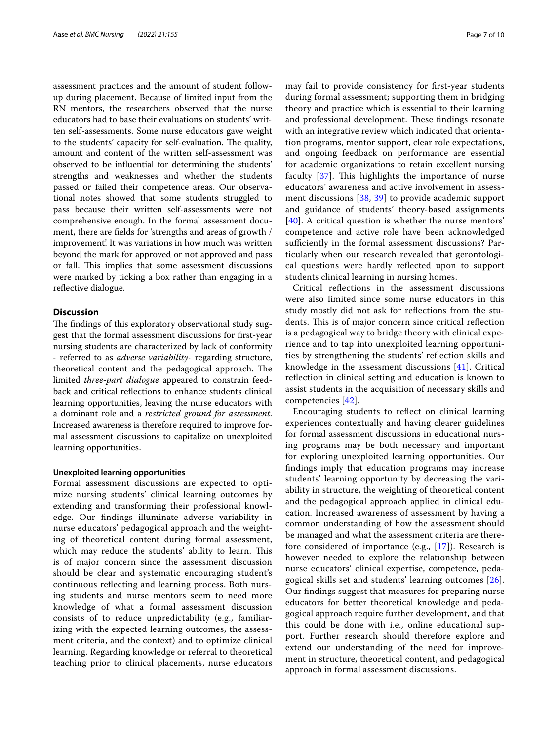assessment practices and the amount of student follow-up during placement. Because of limited input from the RN mentors, the researchers observed that the nurse educators had to base their evaluations on students' written self-assessments. Some nurse educators gave weight to the students' capacity for self-evaluation. The quality, amount and content of the written self-assessment was observed to be influential for determining the students' strengths and weaknesses and whether the students passed or failed their competence areas. Our observational notes showed that some students struggled to pass because their written self-assessments were not comprehensive enough. In the formal assessment document, there are fields for 'strengths and areas of growth / improvement'. It was variations in how much was written beyond the mark for approved or not approved and pass or fall. This implies that some assessment discussions were marked by ticking a box rather than engaging in a reflective dialogue.

## Discussion

The findings of this exploratory observational study suggest that the formal assessment discussions for first-year nursing students are characterized by lack of conformity - referred to as *adverse variability*- regarding structure, theoretical content and the pedagogical approach. The limited *three-part dialogue* appeared to constrain feedback and critical reflections to enhance students clinical learning opportunities, leaving the nurse educators with a dominant role and a *restricted ground for assessment*. Increased awareness is therefore required to improve formal assessment discussions to capitalize on unexploited learning opportunities.

### Unexploited learning opportunities

Formal assessment discussions are expected to optimize nursing students' clinical learning outcomes by extending and transforming their professional knowledge. Our findings illuminate adverse variability in nurse educators' pedagogical approach and the weighting of theoretical content during formal assessment, which may reduce the students' ability to learn. This is of major concern since the assessment discussion should be clear and systematic encouraging student's continuous reflecting and learning process. Both nursing students and nurse mentors seem to need more knowledge of what a formal assessment discussion consists of to reduce unpredictability (e.g., familiarizing with the expected learning outcomes, the assessment criteria, and the context) and to optimize clinical learning. Regarding knowledge or referral to theoretical teaching prior to clinical placements, nurse educators may fail to provide consistency for first-year students during formal assessment; supporting them in bridging theory and practice which is essential to their learning and professional development. These findings resonate with an integrative review which indicated that orientation programs, mentor support, clear role expectations, and ongoing feedback on performance are essential for academic organizations to retain excellent nursing faculty [37]. This highlights the importance of nurse educators' awareness and active involvement in assessment discussions [38, 39] to provide academic support and guidance of students' theory-based assignments [40]. A critical question is whether the nurse mentors' competence and active role have been acknowledged sufficiently in the formal assessment discussions? Particularly when our research revealed that gerontological questions were hardly reflected upon to support students clinical learning in nursing homes.

Critical reflections in the assessment discussions were also limited since some nurse educators in this study mostly did not ask for reflections from the students. This is of major concern since critical reflection is a pedagogical way to bridge theory with clinical experience and to tap into unexploited learning opportunities by strengthening the students' reflection skills and knowledge in the assessment discussions [41]. Critical reflection in clinical setting and education is known to assist students in the acquisition of necessary skills and competencies [42].

Encouraging students to reflect on clinical learning experiences contextually and having clearer guidelines for formal assessment discussions in educational nursing programs may be both necessary and important for exploring unexploited learning opportunities. Our findings imply that education programs may increase students' learning opportunity by decreasing the variability in structure, the weighting of theoretical content and the pedagogical approach applied in clinical education. Increased awareness of assessment by having a common understanding of how the assessment should be managed and what the assessment criteria are therefore considered of importance (e.g., [17]). Research is however needed to explore the relationship between nurse educators' clinical expertise, competence, pedagogical skills set and students' learning outcomes [26]. Our findings suggest that measures for preparing nurse educators for better theoretical knowledge and pedagogical approach require further development, and that this could be done with i.e., online educational support. Further research should therefore explore and extend our understanding of the need for improvement in structure, theoretical content, and pedagogical approach in formal assessment discussions.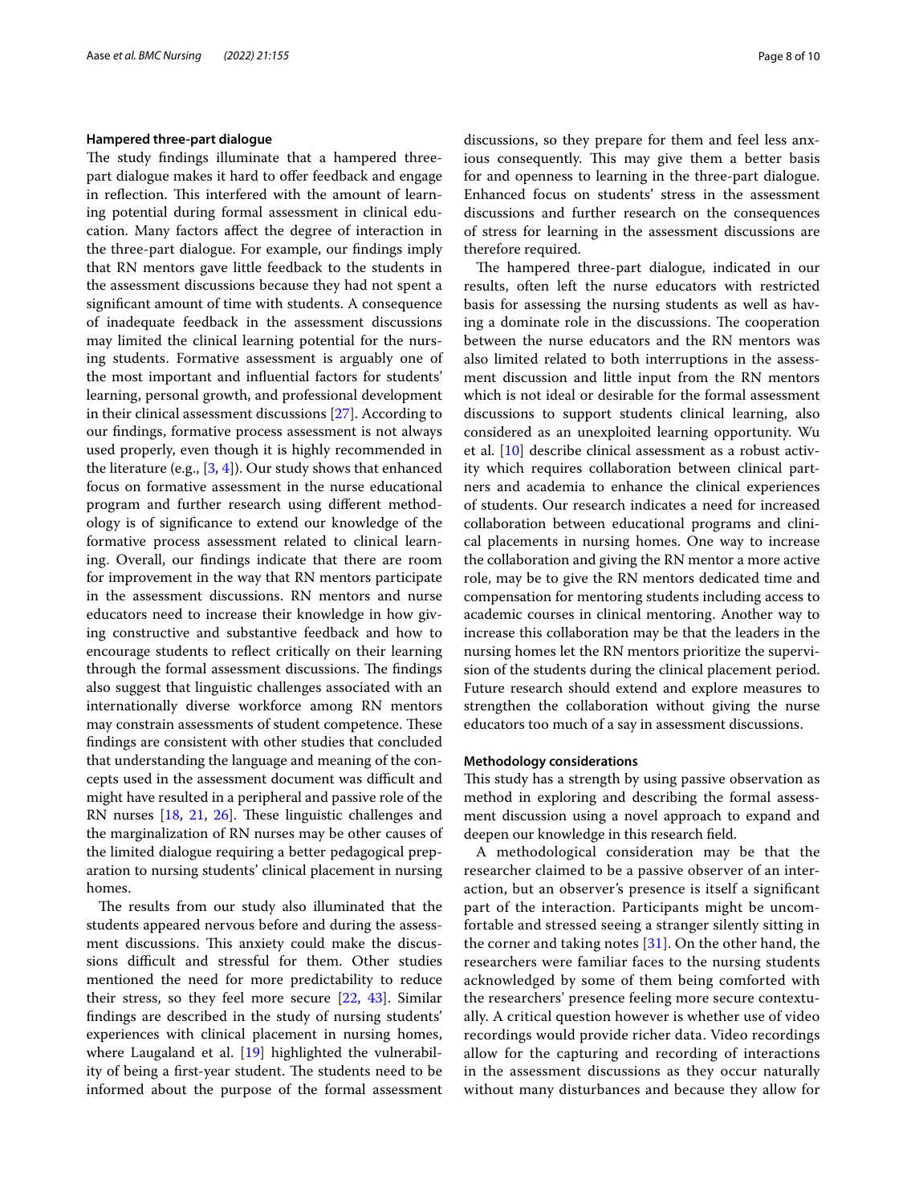#### Hampered three-part dialogue

The study findings illuminate that a hampered three-part dialogue makes it hard to offer feedback and engage in reflection. This interfered with the amount of learning potential during formal assessment in clinical education. Many factors affect the degree of interaction in the three-part dialogue. For example, our findings imply that RN mentors gave little feedback to the students in the assessment discussions because they had not spent a significant amount of time with students. A consequence of inadequate feedback in the assessment discussions may limited the clinical learning potential for the nursing students. Formative assessment is arguably one of the most important and influential factors for students' learning, personal growth, and professional development in their clinical assessment discussions [27]. According to our findings, formative process assessment is not always used properly, even though it is highly recommended in the literature (e.g., [3, 4]). Our study shows that enhanced focus on formative assessment in the nurse educational program and further research using different methodology is of significance to extend our knowledge of the formative process assessment related to clinical learning. Overall, our findings indicate that there are room for improvement in the way that RN mentors participate in the assessment discussions. RN mentors and nurse educators need to increase their knowledge in how giving constructive and substantive feedback and how to encourage students to reflect critically on their learning through the formal assessment discussions. The findings also suggest that linguistic challenges associated with an internationally diverse workforce among RN mentors may constrain assessments of student competence. These findings are consistent with other studies that concluded that understanding the language and meaning of the concepts used in the assessment document was difficult and might have resulted in a peripheral and passive role of the RN nurses [18, 21, 26]. These linguistic challenges and the marginalization of RN nurses may be other causes of the limited dialogue requiring a better pedagogical preparation to nursing students' clinical placement in nursing homes.

The results from our study also illuminated that the students appeared nervous before and during the assessment discussions. This anxiety could make the discussions difficult and stressful for them. Other studies mentioned the need for more predictability to reduce their stress, so they feel more secure [22, 43]. Similar findings are described in the study of nursing students' experiences with clinical placement in nursing homes, where Laugaland et al. [19] highlighted the vulnerability of being a first-year student. The students need to be informed about the purpose of the formal assessment discussions, so they prepare for them and feel less anxious consequently. This may give them a better basis for and openness to learning in the three-part dialogue. Enhanced focus on students' stress in the assessment discussions and further research on the consequences of stress for learning in the assessment discussions are therefore required.

The hampered three-part dialogue, indicated in our results, often left the nurse educators with restricted basis for assessing the nursing students as well as having a dominate role in the discussions. The cooperation between the nurse educators and the RN mentors was also limited related to both interruptions in the assessment discussion and little input from the RN mentors which is not ideal or desirable for the formal assessment discussions to support students clinical learning, also considered as an unexploited learning opportunity. Wu et al. [10] describe clinical assessment as a robust activity which requires collaboration between clinical partners and academia to enhance the clinical experiences of students. Our research indicates a need for increased collaboration between educational programs and clinical placements in nursing homes. One way to increase the collaboration and giving the RN mentor a more active role, may be to give the RN mentors dedicated time and compensation for mentoring students including access to academic courses in clinical mentoring. Another way to increase this collaboration may be that the leaders in the nursing homes let the RN mentors prioritize the supervision of the students during the clinical placement period. Future research should extend and explore measures to strengthen the collaboration without giving the nurse educators too much of a say in assessment discussions.

#### Methodology considerations

This study has a strength by using passive observation as method in exploring and describing the formal assessment discussion using a novel approach to expand and deepen our knowledge in this research field.

A methodological consideration may be that the researcher claimed to be a passive observer of an interaction, but an observer's presence is itself a significant part of the interaction. Participants might be uncomfortable and stressed seeing a stranger silently sitting in the corner and taking notes [31]. On the other hand, the researchers were familiar faces to the nursing students acknowledged by some of them being comforted with the researchers' presence feeling more secure contextually. A critical question however is whether use of video recordings would provide richer data. Video recordings allow for the capturing and recording of interactions in the assessment discussions as they occur naturally without many disturbances and because they allow for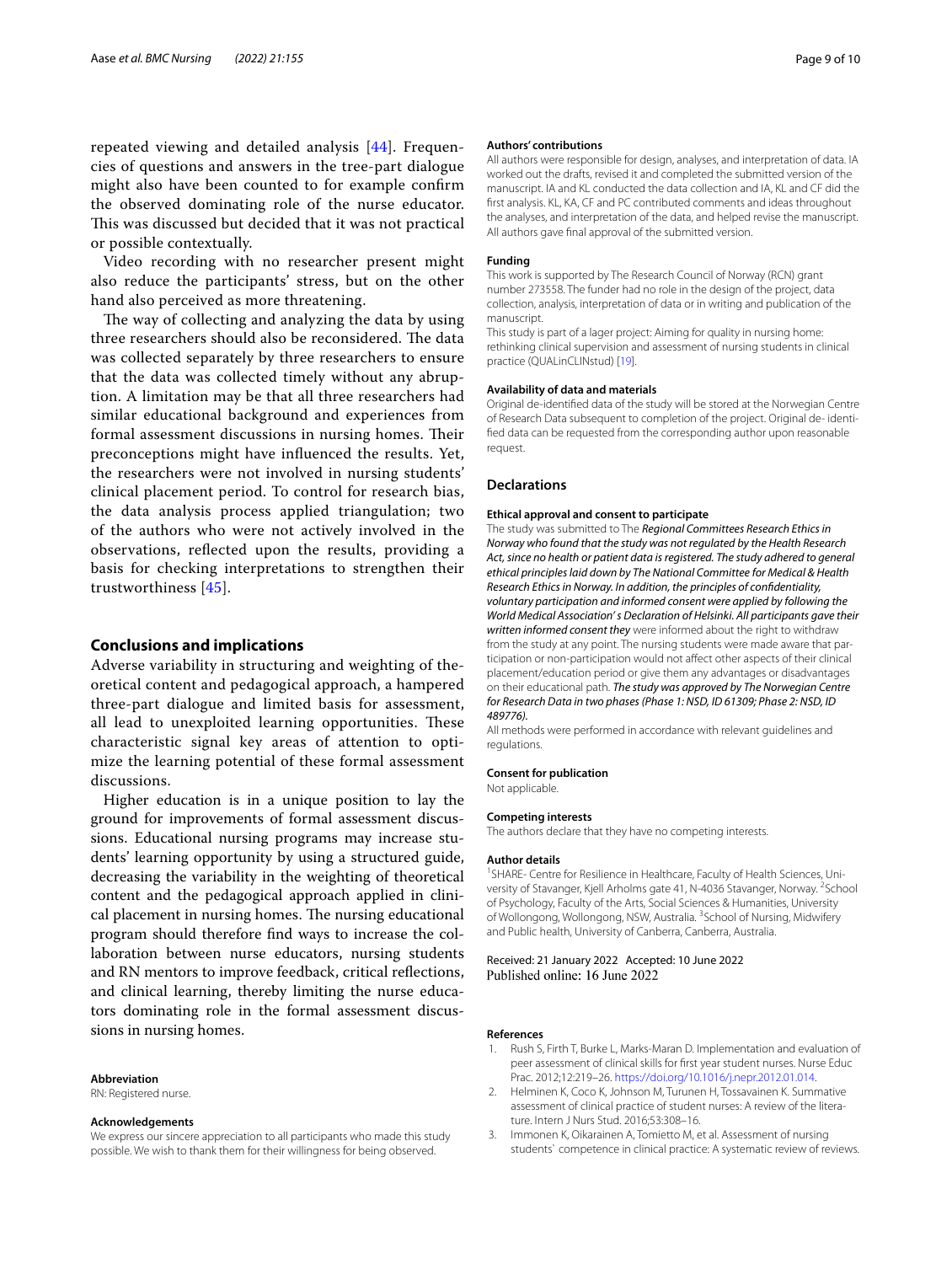repeated viewing and detailed analysis [44]. Frequencies of questions and answers in the tree-part dialogue might also have been counted to for example confirm the observed dominating role of the nurse educator. This was discussed but decided that it was not practical or possible contextually.

Video recording with no researcher present might also reduce the participants' stress, but on the other hand also perceived as more threatening.

The way of collecting and analyzing the data by using three researchers should also be reconsidered. The data was collected separately by three researchers to ensure that the data was collected timely without any abruption. A limitation may be that all three researchers had similar educational background and experiences from formal assessment discussions in nursing homes. Their preconceptions might have influenced the results. Yet, the researchers were not involved in nursing students' clinical placement period. To control for research bias, the data analysis process applied triangulation; two of the authors who were not actively involved in the observations, reflected upon the results, providing a basis for checking interpretations to strengthen their trustworthiness [45].

## Conclusions and implications

Adverse variability in structuring and weighting of theoretical content and pedagogical approach, a hampered three-part dialogue and limited basis for assessment, all lead to unexploited learning opportunities. These characteristic signal key areas of attention to optimize the learning potential of these formal assessment discussions.

Higher education is in a unique position to lay the ground for improvements of formal assessment discussions. Educational nursing programs may increase students' learning opportunity by using a structured guide, decreasing the variability in the weighting of theoretical content and the pedagogical approach applied in clinical placement in nursing homes. The nursing educational program should therefore find ways to increase the collaboration between nurse educators, nursing students and RN mentors to improve feedback, critical reflections, and clinical learning, thereby limiting the nurse educators dominating role in the formal assessment discussions in nursing homes.

#### Abbreviation

RN: Registered nurse.

#### Acknowledgements

We express our sincere appreciation to all participants who made this study possible. We wish to thank them for their willingness for being observed.

#### Authors' contributions

All authors were responsible for design, analyses, and interpretation of data. IA worked out the drafts, revised it and completed the submitted version of the manuscript. IA and KL conducted the data collection and IA, KL and CF did the first analysis. KL, KA, CF and PC contributed comments and ideas throughout the analyses, and interpretation of the data, and helped revise the manuscript. All authors gave final approval of the submitted version.

#### Funding

This work is supported by The Research Council of Norway (RCN) grant number 273558. The funder had no role in the design of the project, data collection, analysis, interpretation of data or in writing and publication of the manuscript.

This study is part of a lager project: Aiming for quality in nursing home: rethinking clinical supervision and assessment of nursing students in clinical practice (QUALinCLINstud) [19].

#### Availability of data and materials

Original de-identified data of the study will be stored at the Norwegian Centre of Research Data subsequent to completion of the project. Original de-identified data can be requested from the corresponding author upon reasonable request.

## Declarations

#### Ethical approval and consent to participate

The study was submitted to The *Regional Committees Research Ethics in Norway who found that the study was not regulated by the Health Research Act, since no health or patient data is registered. The study adhered to general ethical principles laid down by The National Committee for Medical & Health Research Ethics in Norway. In addition, the principles of confidentiality, voluntary participation and informed consent were applied by following the World Medical Association' s Declaration of Helsinki. All participants gave their written informed consent they* were informed about the right to withdraw from the study at any point. The nursing students were made aware that participation or non-participation would not affect other aspects of their clinical placement/education period or give them any advantages or disadvantages on their educational path. *The study was approved by The Norwegian Centre for Research Data in two phases (Phase 1: NSD, ID 61309; Phase 2: NSD, ID 489776).*

All methods were performed in accordance with relevant guidelines and regulations.

#### Consent for publication

Not applicable.

#### Competing interests

The authors declare that they have no competing interests.

#### Author details

[1] SHARE- Centre for Resilience in Healthcare, Faculty of Health Sciences, University of Stavanger, Kjell Arholms gate 41, N-4036 Stavanger, Norway. [2] School of Psychology, Faculty of the Arts, Social Sciences & Humanities, University of Wollongong, Wollongong, NSW, Australia. [3] School of Nursing, Midwifery and Public health, University of Canberra, Canberra, Australia.

Received: 21 January 2022 Accepted: 10 June 2022
Published online: 16 June 2022

#### References

1. Rush S, Firth T, Burke L, Marks-Maran D. Implementation and evaluation of peer assessment of clinical skills for first year student nurses. Nurse Educ Prac. 2012;12:219–26. https://doi.org/10.1016/j.nepr.2012.01.014.
2. Helminen K, Coco K, Johnson M, Turunen H, Tossavainen K. Summative assessment of clinical practice of student nurses: A review of the literature. Intern J Nurs Stud. 2016;53:308–16.
3. Immonen K, Oikarainen A, Tomietto M, et al. Assessment of nursing students` competence in clinical practice: A systematic review of reviews.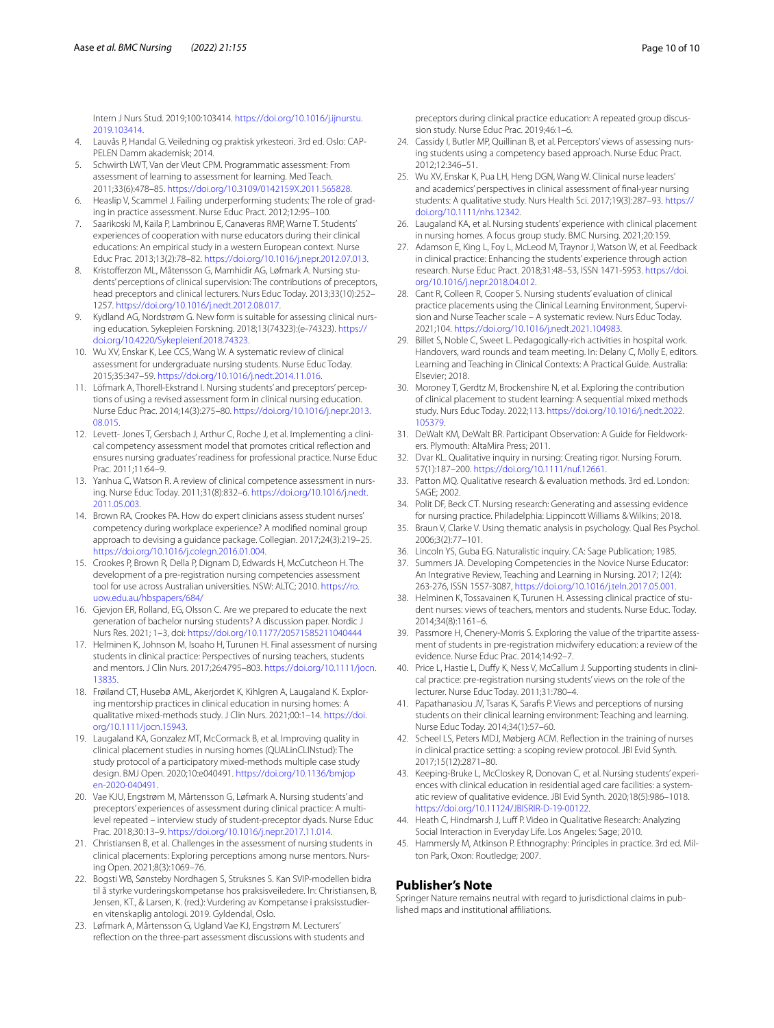Intern J Nurs Stud. 2019;100:103414. https://doi.org/10.1016/j.ijnurstu.2019.103414.

4. Lauvås P, Handal G. Veiledning og praktisk yrkesteori. 3rd ed. Oslo: CAPPELEN Damm akademisk; 2014.
5. Schwirth LWT, Van der Vleut CPM. Programmatic assessment: From assessment of learning to assessment for learning. Med Teach. 2011;33(6):478–85. https://doi.org/10.3109/0142159X.2011.565828.
6. Heaslip V, Scammel J. Failing underperforming students: The role of grading in practice assessment. Nurse Educ Pract. 2012;12:95–100.
7. Saarikoski M, Kaila P, Lambrinou E, Canaveras RMP, Warne T. Students' experiences of cooperation with nurse educators during their clinical educations: An empirical study in a western European context. Nurse Educ Prac. 2013;13(2):78–82. https://doi.org/10.1016/j.nepr.2012.07.013.
8. Kristofferzon ML, Måtensson G, Mamhidir AG, Løfmark A. Nursing students' perceptions of clinical supervision: The contributions of preceptors, head preceptors and clinical lecturers. Nurs Educ Today. 2013;33(10):252–1257. https://doi.org/10.1016/j.nedt.2012.08.017.
9. Kydland AG, Nordstrøm G. New form is suitable for assessing clinical nursing education. Sykepleien Forskning. 2018;13(74323):(e-74323). https://doi.org/10.4220/Sykepleienf.2018.74323.
10. Wu XV, Enskar K, Lee CCS, Wang W. A systematic review of clinical assessment for undergraduate nursing students. Nurse Educ Today. 2015;35:347–59. https://doi.org/10.1016/j.nedt.2014.11.016.
11. Löfmark A, Thorell-Ekstrand I. Nursing students' and preceptors' perceptions of using a revised assessment form in clinical nursing education. Nurse Educ Prac. 2014;14(3):275–80. https://doi.org/10.1016/j.nepr.2013.08.015.
12. Levett- Jones T, Gersbach J, Arthur C, Roche J, et al. Implementing a clinical competency assessment model that promotes critical reflection and ensures nursing graduates' readiness for professional practice. Nurse Educ Prac. 2011;11:64–9.
13. Yanhua C, Watson R. A review of clinical competence assessment in nursing. Nurse Educ Today. 2011;31(8):832–6. https://doi.org/10.1016/j.nedt.2011.05.003.
14. Brown RA, Crookes PA. How do expert clinicians assess student nurses' competency during workplace experience? A modified nominal group approach to devising a guidance package. Collegian. 2017;24(3):219–25. https://doi.org/10.1016/j.colegn.2016.01.004.
15. Crookes P, Brown R, Della P, Dignam D, Edwards H, McCutcheon H. The development of a pre-registration nursing competencies assessment tool for use across Australian universities. NSW: ALTC; 2010. https://ro.uow.edu.au/hbspapers/684/
16. Gjevjon ER, Rolland, EG, Olsson C. Are we prepared to educate the next generation of bachelor nursing students? A discussion paper. Nordic J Nurs Res. 2021; 1–3, doi: https://doi.org/10.1177/20571585211040444
17. Helminen K, Johnson M, Isoaho H, Turunen H. Final assessment of nursing students in clinical practice: Perspectives of nursing teachers, students and mentors. J Clin Nurs. 2017;26:4795–803. https://doi.org/10.1111/jocn.13835.
18. Frøiland CT, Husebø AML, Akerjordet K, Kihlgren A, Laugaland K. Exploring mentorship practices in clinical education in nursing homes: A qualitative mixed-methods study. J Clin Nurs. 2021;00:1–14. https://doi.org/10.1111/jocn.15943.
19. Laugaland KA, Gonzalez MT, McCormack B, et al. Improving quality in clinical placement studies in nursing homes (QUALinCLINstud): The study protocol of a participatory mixed-methods multiple case study design. BMJ Open. 2020;10:e040491. https://doi.org/10.1136/bmjopen-2020-040491.
20. Vae KJU, Engstrøm M, Mårtensson G, Løfmark A. Nursing students' and preceptors' experiences of assessment during clinical practice: A multilevel repeated – interview study of student-preceptor dyads. Nurse Educ Prac. 2018;30:13–9. https://doi.org/10.1016/j.nepr.2017.11.014.
21. Christiansen B, et al. Challenges in the assessment of nursing students in clinical placements: Exploring perceptions among nurse mentors. Nursing Open. 2021;8(3):1069–76.
22. Bogsti WB, Sønsteby Nordhagen S, Struksnes S. Kan SVIP-modellen bidra til å styrke vurderingskompetanse hos praksisveiledere. In: Christiansen, B, Jensen, KT., & Larsen, K. (red.): Vurdering av Kompetanse i praksisstudieren vitenskaplig antologi. 2019. Gyldendal, Oslo.
23. Løfmark A, Mårtensson G, Ugland Vae KJ, Engstrøm M. Lecturers' reflection on the three-part assessment discussions with students and preceptors during clinical practice education: A repeated group discussion study. Nurse Educ Prac. 2019;46:1–6.
24. Cassidy I, Butler MP, Quillinan B, et al. Perceptors' views of assessing nursing students using a competency based approach. Nurse Educ Pract. 2012;12:346–51.
25. Wu XV, Enskar K, Pua LH, Heng DGN, Wang W. Clinical nurse leaders' and academics' perspectives in clinical assessment of final-year nursing students: A qualitative study. Nurs Health Sci. 2017;19(3):287–93. https://doi.org/10.1111/nhs.12342.
26. Laugaland KA, et al. Nursing students' experience with clinical placement in nursing homes. A focus group study. BMC Nursing. 2021;20:159.
27. Adamson E, King L, Foy L, McLeod M, Traynor J, Watson W, et al. Feedback in clinical practice: Enhancing the students' experience through action research. Nurse Educ Pract. 2018;31:48–53, ISSN 1471-5953. https://doi.org/10.1016/j.nepr.2018.04.012.
28. Cant R, Colleen R, Cooper S. Nursing students' evaluation of clinical practice placements using the Clinical Learning Environment, Supervision and Nurse Teacher scale – A systematic review. Nurs Educ Today. 2021;104. https://doi.org/10.1016/j.nedt.2021.104983.
29. Billet S, Noble C, Sweet L. Pedagogically-rich activities in hospital work. Handovers, ward rounds and team meeting. In: Delany C, Molly E, editors. Learning and Teaching in Clinical Contexts: A Practical Guide. Australia: Elsevier; 2018.
30. Moroney T, Gerdtz M, Brockenshire N, et al. Exploring the contribution of clinical placement to student learning: A sequential mixed methods study. Nurs Educ Today. 2022;113. https://doi.org/10.1016/j.nedt.2022.105379.
31. DeWalt KM, DeWalt BR. Participant Observation: A Guide for Fieldworkers. Plymouth: AltaMira Press; 2011.
32. Dvar KL. Qualitative inquiry in nursing: Creating rigor. Nursing Forum. 57(1):187–200. https://doi.org/10.1111/nuf.12661.
33. Patton MQ. Qualitative research & evaluation methods. 3rd ed. London: SAGE; 2002.
34. Polit DF, Beck CT. Nursing research: Generating and assessing evidence for nursing practice. Philadelphia: Lippincott Williams & Wilkins; 2018.
35. Braun V, Clarke V. Using thematic analysis in psychology. Qual Res Psychol. 2006;3(2):77–101.
36. Lincoln YS, Guba EG. Naturalistic inquiry. CA: Sage Publication; 1985.
37. Summers JA. Developing Competencies in the Novice Nurse Educator: An Integrative Review, Teaching and Learning in Nursing. 2017; 12(4): 263-276, ISSN 1557-3087, https://doi.org/10.1016/j.teln.2017.05.001.
38. Helminen K, Tossavainen K, Turunen H. Assessing clinical practice of student nurses: views of teachers, mentors and students. Nurse Educ. Today. 2014;34(8):1161–6.
39. Passmore H, Chenery-Morris S. Exploring the value of the tripartite assessment of students in pre-registration midwifery education: a review of the evidence. Nurse Educ Prac. 2014;14:92–7.
40. Price L, Hastie L, Duffy K, Ness V, McCallum J. Supporting students in clinical practice: pre-registration nursing students' views on the role of the lecturer. Nurse Educ Today. 2011;31:780–4.
41. Papathanasiou JV, Tsaras K, Sarafis P. Views and perceptions of nursing students on their clinical learning environment: Teaching and learning. Nurse Educ Today. 2014;34(1):57–60.
42. Scheel LS, Peters MDJ, Møbjerg ACM. Reflection in the training of nurses in clinical practice setting: a scoping review protocol. JBI Evid Synth. 2017;15(12):2871–80.
43. Keeping-Bruke L, McCloskey R, Donovan C, et al. Nursing students' experiences with clinical education in residential aged care facilities: a systematic review of qualitative evidence. JBI Evid Synth. 2020;18(5):986–1018. https://doi.org/10.11124/JBISRIR-D-19-00122.
44. Heath C, Hindmarsh J, Luff P. Video in Qualitative Research: Analyzing Social Interaction in Everyday Life. Los Angeles: Sage; 2010.
45. Hammersly M, Atkinson P. Ethnography: Principles in practice. 3rd ed. Milton Park, Oxon: Routledge; 2007.

## Publisher's Note

Springer Nature remains neutral with regard to jurisdictional claims in published maps and institutional affiliations.